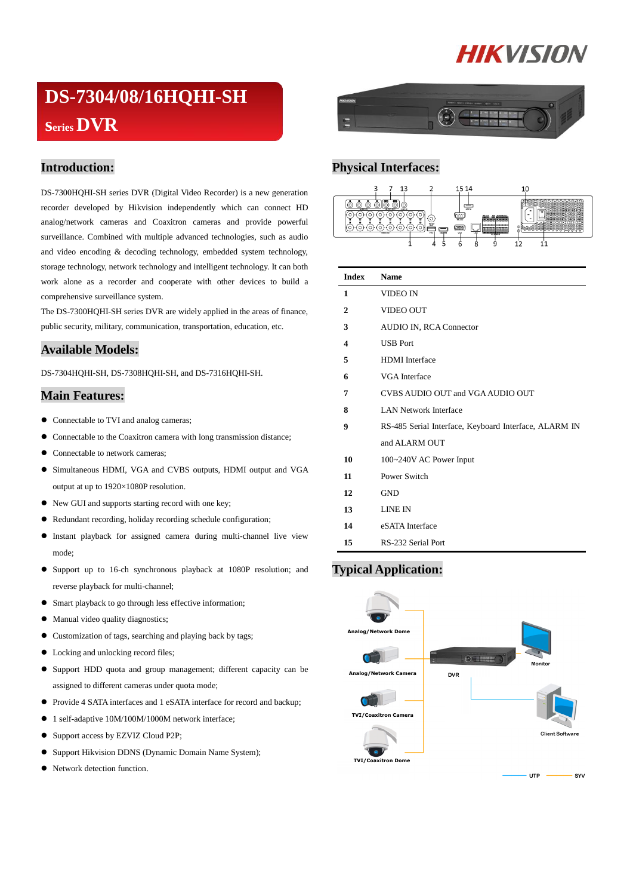# DS-7304/08/16HQHI-SH Series DVR

## Introduction:

DS-7300HQHI-SH series DVR (Digital Video Recorder) is a new generation recorder developed by Hikvision independently which can connect HD analog/network cameras and Coaxitron cameras and provide powerful surveillance. Combined with multiple advanced technologies, such as audio and video encoding & decoding technology, embedded system technology, storage technology, network technology and intelligent technology. It can both work alone as a recorder and cooperate with other devices to build a comprehensive surveillance system.

The DS-7300HQHI-SH series DVR are widely applied in the areas of finance, public security, military, communication, transportation, education, etc.

## Available Models:

DS-7304HQHI-SH, DS-7308HQHI-SH, and DS-7316HQHI-SH.

## Main Features:

- Connectable to TVI and analog cameras;
- Connectable to the Coaxitron camera with long transmission distance;
- Connectable to network cameras;
- Simultaneous HDMI, VGA and CVBS outputs, HDMI output and VGA output at up to 1920×1080P resolution.
- New GUI and supports starting record with one key;
- Redundant recording, holiday recording schedule configuration;
- Instant playback for assigned camera during multi-channel live view mode;
- Support up to 16-ch synchronous playback at 1080P resolution; and reverse playback for multi-channel;
- Smart playback to go through less effective information;
- Manual video quality diagnostics;
- Customization of tags, searching and playing back by tags;
- Locking and unlocking record files;
- Support HDD quota and group management; different capacity can be assigned to different cameras under quota mode;
- Provide 4 SATA interfaces and 1 eSATA interface for record and backup;
- 1 self-adaptive 10M/100M/1000M network interface;
- Support access by EZVIZ Cloud P2P;
- Support Hikvision DDNS (Dynamic Domain Name System);
- Network detection function.

## Physical Interfaces:

| Index | Name |
|---|---|
| 1 | VIDEO IN |
| 2 | VIDEO OUT |
| 3 | AUDIO IN, RCA Connector |
| 4 | USB Port |
| 5 | HDMI Interface |
| 6 | VGA Interface |
| 7 | CVBS AUDIO OUT and VGA AUDIO OUT |
| 8 | LAN Network Interface |
| 9 | RS-485 Serial Interface, Keyboard Interface, ALARM IN and ALARM OUT |
| 10 | 100~240V AC Power Input |
| 11 | Power Switch |
| 12 | GND |
| 13 | LINE IN |
| 14 | eSATA Interface |
| 15 | RS-232 Serial Port |

## Typical Application: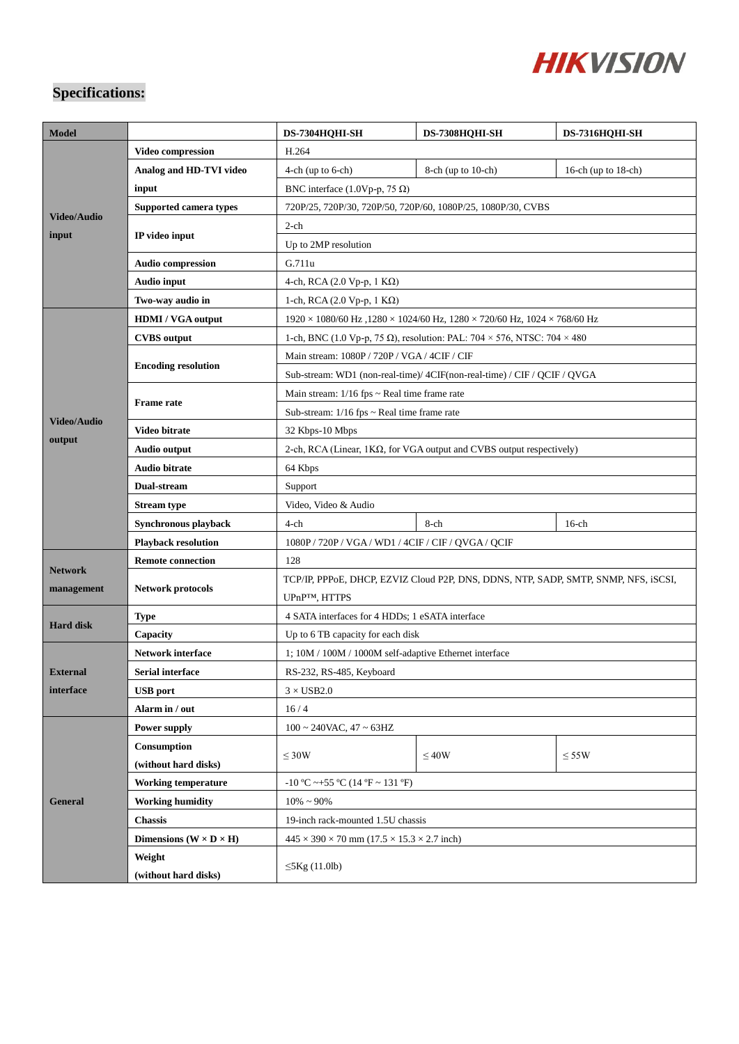## Specifications:

| Model | | DS-7304HQHI-SH | DS-7308HQHI-SH | DS-7316HQHI-SH |
|---|---|---|---|---|
| Video/Audio input | Video compression | H.264 | | |
| | Analog and HD-TVI video input | 4-ch (up to 6-ch) | 8-ch (up to 10-ch) | 16-ch (up to 18-ch) |
| | | BNC interface (1.0Vp-p, 75 Ω) | | |
| | Supported camera types | 720P/25, 720P/30, 720P/50, 720P/60, 1080P/25, 1080P/30, CVBS | | |
| | IP video input | 2-ch | | |
| | | Up to 2MP resolution | | |
| | Audio compression | G.711u | | |
| | Audio input | 4-ch, RCA (2.0 Vp-p, 1 KΩ) | | |
| | Two-way audio in | 1-ch, RCA (2.0 Vp-p, 1 KΩ) | | |
| Video/Audio output | HDMI / VGA output | 1920 × 1080/60 Hz ,1280 × 1024/60 Hz, 1280 × 720/60 Hz, 1024 × 768/60 Hz | | |
| | CVBS output | 1-ch, BNC (1.0 Vp-p, 75 Ω), resolution: PAL: 704 × 576, NTSC: 704 × 480 | | |
| | Encoding resolution | Main stream: 1080P / 720P / VGA / 4CIF / CIF | | |
| | | Sub-stream: WD1 (non-real-time)/ 4CIF(non-real-time) / CIF / QCIF / QVGA | | |
| | Frame rate | Main stream: 1/16 fps ~ Real time frame rate | | |
| | | Sub-stream: 1/16 fps ~ Real time frame rate | | |
| | Video bitrate | 32 Kbps-10 Mbps | | |
| | Audio output | 2-ch, RCA (Linear, 1KΩ, for VGA output and CVBS output respectively) | | |
| | Audio bitrate | 64 Kbps | | |
| | Dual-stream | Support | | |
| | Stream type | Video, Video & Audio | | |
| | Synchronous playback | 4-ch | 8-ch | 16-ch |
| | Playback resolution | 1080P / 720P / VGA / WD1 / 4CIF / CIF / QVGA / QCIF | | |
| Network management | Remote connection | 128 | | |
| | Network protocols | TCP/IP, PPPoE, DHCP, EZVIZ Cloud P2P, DNS, DDNS, NTP, SADP, SMTP, SNMP, NFS, iSCSI, UPnP™, HTTPS | | |
| Hard disk | Type | 4 SATA interfaces for 4 HDDs; 1 eSATA interface | | |
| | Capacity | Up to 6 TB capacity for each disk | | |
| External interface | Network interface | 1; 10M / 100M / 1000M self-adaptive Ethernet interface | | |
| | Serial interface | RS-232, RS-485, Keyboard | | |
| | USB port | 3 × USB2.0 | | |
| | Alarm in / out | 16 / 4 | | |
| General | Power supply | 100 ~ 240VAC, 47 ~ 63HZ | | |
| | Consumption (without hard disks) | ≤ 30W | ≤ 40W | ≤ 55W |
| | Working temperature | -10 ºC ~+55 ºC (14 ºF ~ 131 ºF) | | |
| | Working humidity | 10% ~ 90% | | |
| | Chassis | 19-inch rack-mounted 1.5U chassis | | |
| | Dimensions (W × D × H) | 445 × 390 × 70 mm (17.5 × 15.3 × 2.7 inch) | | |
| | Weight (without hard disks) | ≤5Kg (11.0lb) | | |